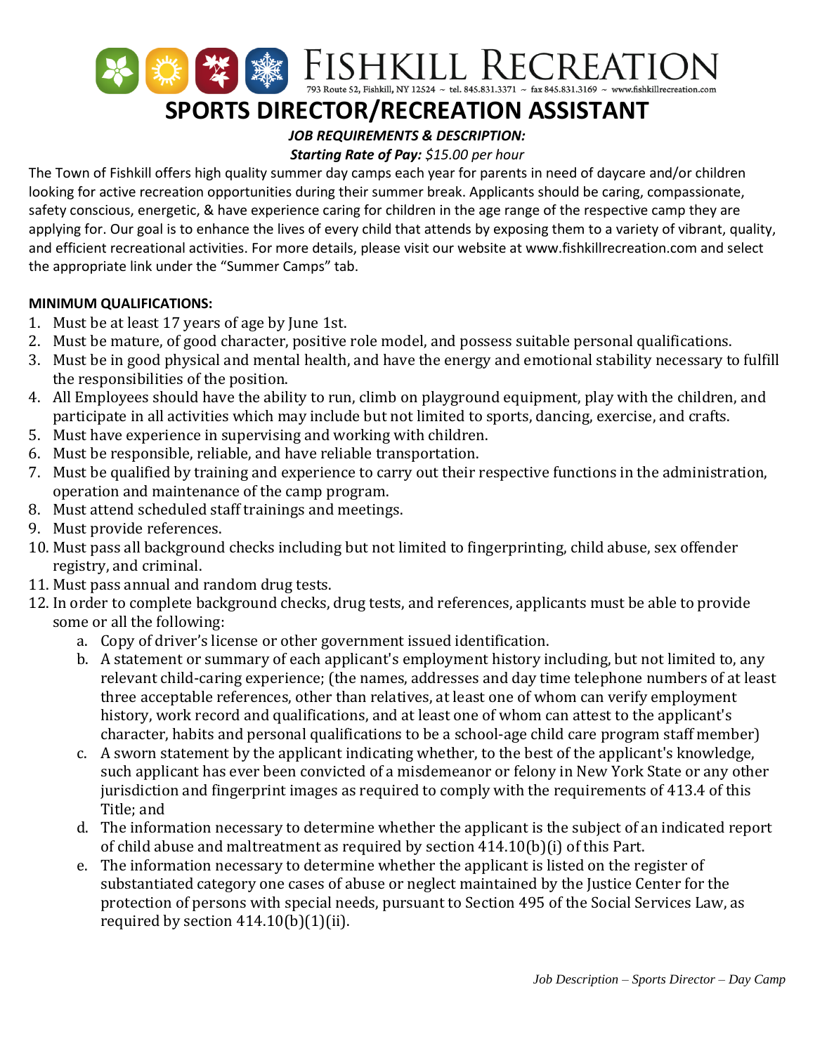# FISHKILL RECREATION

793 Route 52, Fishkill, NY 12524 ~ tel. 845.831.3371 ~ fax 845.831.3169 ~ www.fishkillrecreation.com

# SPORTS DIRECTOR/RECREATION ASSISTANT

***JOB REQUIREMENTS & DESCRIPTION:***

***Starting Rate of Pay:*** *$15.00 per hour*

The Town of Fishkill offers high quality summer day camps each year for parents in need of daycare and/or children looking for active recreation opportunities during their summer break. Applicants should be caring, compassionate, safety conscious, energetic, & have experience caring for children in the age range of the respective camp they are applying for. Our goal is to enhance the lives of every child that attends by exposing them to a variety of vibrant, quality, and efficient recreational activities. For more details, please visit our website at www.fishkillrecreation.com and select the appropriate link under the "Summer Camps" tab.

**MINIMUM QUALIFICATIONS:**

1. Must be at least 17 years of age by June 1st.
2. Must be mature, of good character, positive role model, and possess suitable personal qualifications.
3. Must be in good physical and mental health, and have the energy and emotional stability necessary to fulfill the responsibilities of the position.
4. All Employees should have the ability to run, climb on playground equipment, play with the children, and participate in all activities which may include but not limited to sports, dancing, exercise, and crafts.
5. Must have experience in supervising and working with children.
6. Must be responsible, reliable, and have reliable transportation.
7. Must be qualified by training and experience to carry out their respective functions in the administration, operation and maintenance of the camp program.
8. Must attend scheduled staff trainings and meetings.
9. Must provide references.
10. Must pass all background checks including but not limited to fingerprinting, child abuse, sex offender registry, and criminal.
11. Must pass annual and random drug tests.
12. In order to complete background checks, drug tests, and references, applicants must be able to provide some or all the following:
    a. Copy of driver's license or other government issued identification.
    b. A statement or summary of each applicant's employment history including, but not limited to, any relevant child-caring experience; (the names, addresses and day time telephone numbers of at least three acceptable references, other than relatives, at least one of whom can verify employment history, work record and qualifications, and at least one of whom can attest to the applicant's character, habits and personal qualifications to be a school-age child care program staff member)
    c. A sworn statement by the applicant indicating whether, to the best of the applicant's knowledge, such applicant has ever been convicted of a misdemeanor or felony in New York State or any other jurisdiction and fingerprint images as required to comply with the requirements of 413.4 of this Title; and
    d. The information necessary to determine whether the applicant is the subject of an indicated report of child abuse and maltreatment as required by section 414.10(b)(i) of this Part.
    e. The information necessary to determine whether the applicant is listed on the register of substantiated category one cases of abuse or neglect maintained by the Justice Center for the protection of persons with special needs, pursuant to Section 495 of the Social Services Law, as required by section 414.10(b)(1)(ii).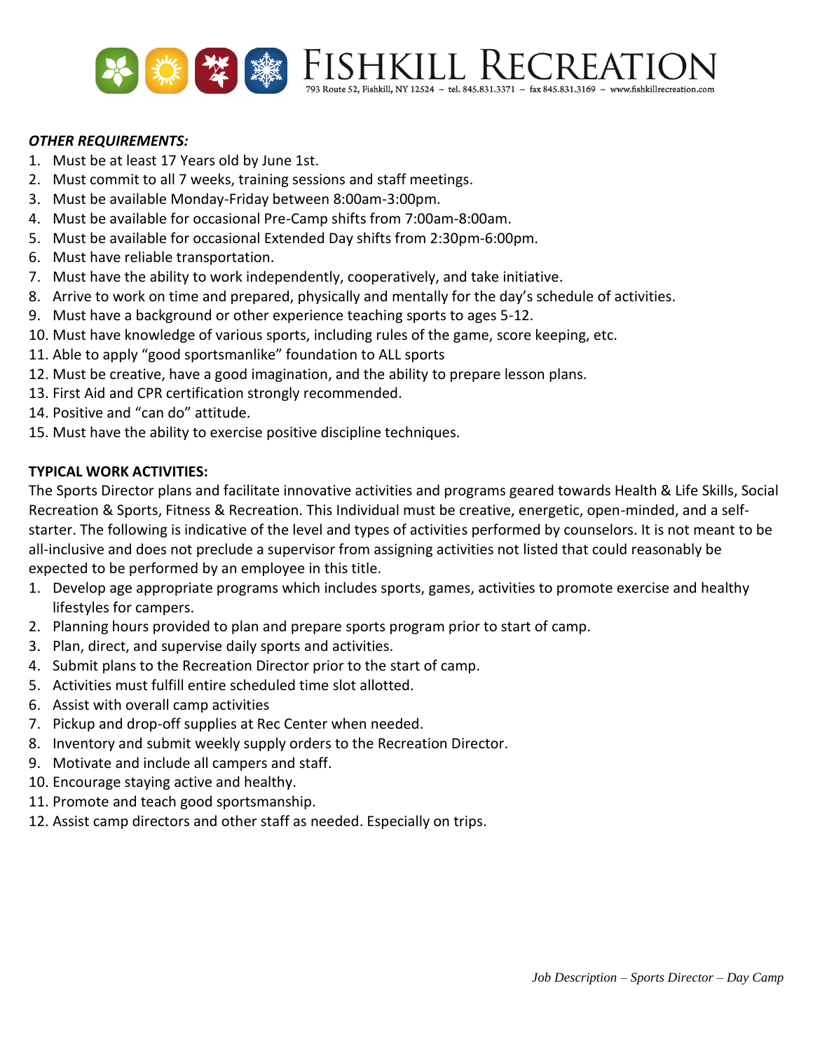***OTHER REQUIREMENTS:***

1. Must be at least 17 Years old by June 1st.
2. Must commit to all 7 weeks, training sessions and staff meetings.
3. Must be available Monday-Friday between 8:00am-3:00pm.
4. Must be available for occasional Pre-Camp shifts from 7:00am-8:00am.
5. Must be available for occasional Extended Day shifts from 2:30pm-6:00pm.
6. Must have reliable transportation.
7. Must have the ability to work independently, cooperatively, and take initiative.
8. Arrive to work on time and prepared, physically and mentally for the day's schedule of activities.
9. Must have a background or other experience teaching sports to ages 5-12.
10. Must have knowledge of various sports, including rules of the game, score keeping, etc.
11. Able to apply "good sportsmanlike" foundation to ALL sports
12. Must be creative, have a good imagination, and the ability to prepare lesson plans.
13. First Aid and CPR certification strongly recommended.
14. Positive and "can do" attitude.
15. Must have the ability to exercise positive discipline techniques.

**TYPICAL WORK ACTIVITIES:**

The Sports Director plans and facilitate innovative activities and programs geared towards Health & Life Skills, Social Recreation & Sports, Fitness & Recreation. This Individual must be creative, energetic, open-minded, and a self-starter. The following is indicative of the level and types of activities performed by counselors. It is not meant to be all-inclusive and does not preclude a supervisor from assigning activities not listed that could reasonably be expected to be performed by an employee in this title.

1. Develop age appropriate programs which includes sports, games, activities to promote exercise and healthy lifestyles for campers.
2. Planning hours provided to plan and prepare sports program prior to start of camp.
3. Plan, direct, and supervise daily sports and activities.
4. Submit plans to the Recreation Director prior to the start of camp.
5. Activities must fulfill entire scheduled time slot allotted.
6. Assist with overall camp activities
7. Pickup and drop-off supplies at Rec Center when needed.
8. Inventory and submit weekly supply orders to the Recreation Director.
9. Motivate and include all campers and staff.
10. Encourage staying active and healthy.
11. Promote and teach good sportsmanship.
12. Assist camp directors and other staff as needed. Especially on trips.